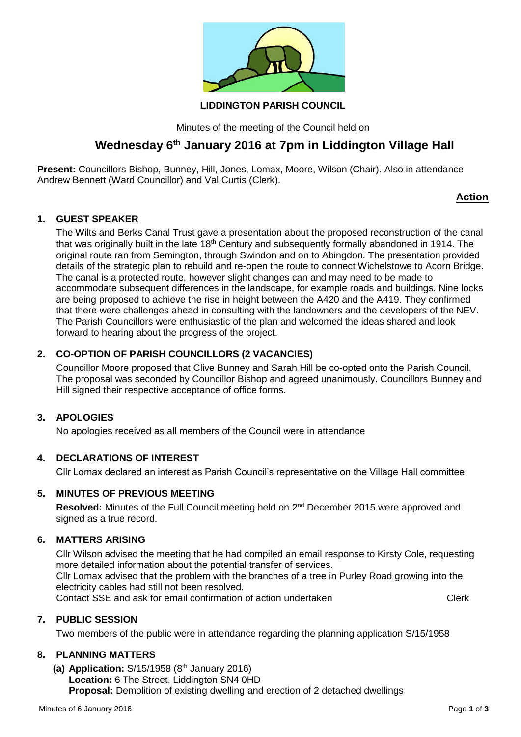**LIDDINGTON PARISH COUNCIL**

Minutes of the meeting of the Council held on

# Wednesday 6th January 2016 at 7pm in Liddington Village Hall

**Present:** Councillors Bishop, Bunney, Hill, Jones, Lomax, Moore, Wilson (Chair). Also in attendance Andrew Bennett (Ward Councillor) and Val Curtis (Clerk).

**Action**

## 1. GUEST SPEAKER

The Wilts and Berks Canal Trust gave a presentation about the proposed reconstruction of the canal that was originally built in the late 18th Century and subsequently formally abandoned in 1914. The original route ran from Semington, through Swindon and on to Abingdon. The presentation provided details of the strategic plan to rebuild and re-open the route to connect Wichelstowe to Acorn Bridge. The canal is a protected route, however slight changes can and may need to be made to accommodate subsequent differences in the landscape, for example roads and buildings. Nine locks are being proposed to achieve the rise in height between the A420 and the A419. They confirmed that there were challenges ahead in consulting with the landowners and the developers of the NEV. The Parish Councillors were enthusiastic of the plan and welcomed the ideas shared and look forward to hearing about the progress of the project.

## 2. CO-OPTION OF PARISH COUNCILLORS (2 VACANCIES)

Councillor Moore proposed that Clive Bunney and Sarah Hill be co-opted onto the Parish Council. The proposal was seconded by Councillor Bishop and agreed unanimously. Councillors Bunney and Hill signed their respective acceptance of office forms.

## 3. APOLOGIES

No apologies received as all members of the Council were in attendance

## 4. DECLARATIONS OF INTEREST

Cllr Lomax declared an interest as Parish Council's representative on the Village Hall committee

## 5. MINUTES OF PREVIOUS MEETING

**Resolved:** Minutes of the Full Council meeting held on 2nd December 2015 were approved and signed as a true record.

## 6. MATTERS ARISING

Cllr Wilson advised the meeting that he had compiled an email response to Kirsty Cole, requesting more detailed information about the potential transfer of services.

Cllr Lomax advised that the problem with the branches of a tree in Purley Road growing into the electricity cables had still not been resolved.

Contact SSE and ask for email confirmation of action undertaken — Clerk

## 7. PUBLIC SESSION

Two members of the public were in attendance regarding the planning application S/15/1958

## 8. PLANNING MATTERS

**(a) Application:** S/15/1958 (8th January 2016)
**Location:** 6 The Street, Liddington SN4 0HD
**Proposal:** Demolition of existing dwelling and erection of 2 detached dwellings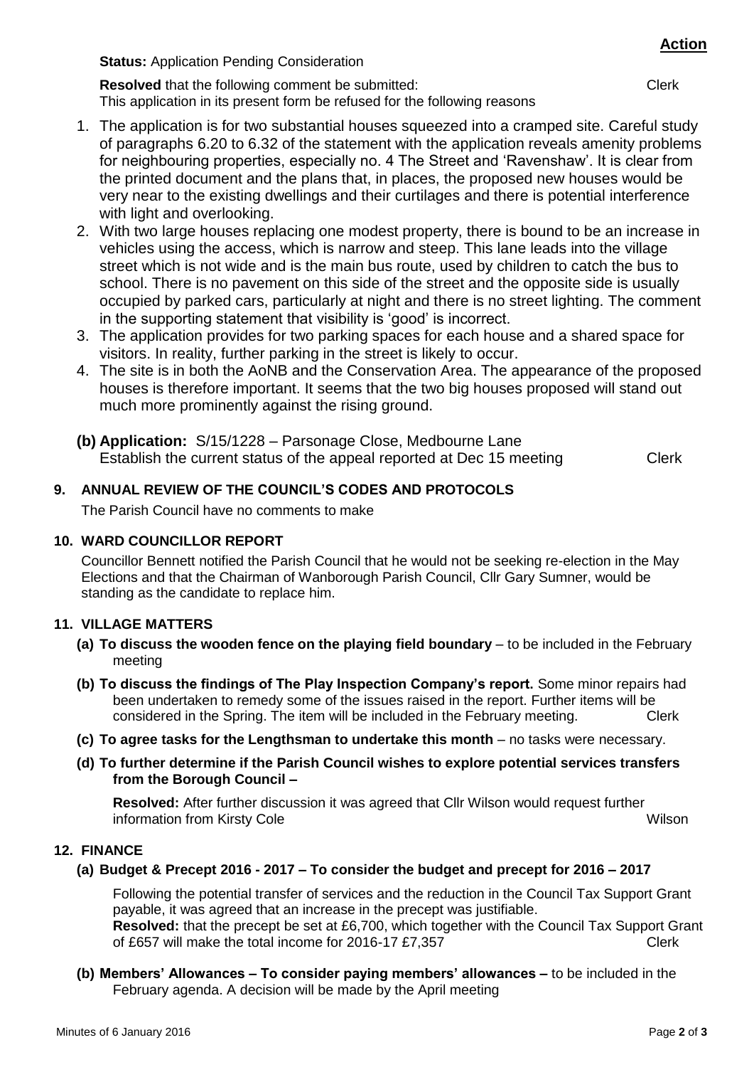**Action**

**Status:** Application Pending Consideration

**Resolved** that the following comment be submitted: Clerk
This application in its present form be refused for the following reasons

1. The application is for two substantial houses squeezed into a cramped site. Careful study of paragraphs 6.20 to 6.32 of the statement with the application reveals amenity problems for neighbouring properties, especially no. 4 The Street and 'Ravenshaw'. It is clear from the printed document and the plans that, in places, the proposed new houses would be very near to the existing dwellings and their curtilages and there is potential interference with light and overlooking.
2. With two large houses replacing one modest property, there is bound to be an increase in vehicles using the access, which is narrow and steep. This lane leads into the village street which is not wide and is the main bus route, used by children to catch the bus to school. There is no pavement on this side of the street and the opposite side is usually occupied by parked cars, particularly at night and there is no street lighting. The comment in the supporting statement that visibility is 'good' is incorrect.
3. The application provides for two parking spaces for each house and a shared space for visitors. In reality, further parking in the street is likely to occur.
4. The site is in both the AoNB and the Conservation Area. The appearance of the proposed houses is therefore important. It seems that the two big houses proposed will stand out much more prominently against the rising ground.

**(b) Application:** S/15/1228 – Parsonage Close, Medbourne Lane
Establish the current status of the appeal reported at Dec 15 meeting Clerk

## 9. ANNUAL REVIEW OF THE COUNCIL'S CODES AND PROTOCOLS

The Parish Council have no comments to make

## 10. WARD COUNCILLOR REPORT

Councillor Bennett notified the Parish Council that he would not be seeking re-election in the May Elections and that the Chairman of Wanborough Parish Council, Cllr Gary Sumner, would be standing as the candidate to replace him.

## 11. VILLAGE MATTERS

**(a) To discuss the wooden fence on the playing field boundary** – to be included in the February meeting

**(b) To discuss the findings of The Play Inspection Company's report.** Some minor repairs had been undertaken to remedy some of the issues raised in the report. Further items will be considered in the Spring. The item will be included in the February meeting. Clerk

**(c) To agree tasks for the Lengthsman to undertake this month** – no tasks were necessary.

**(d) To further determine if the Parish Council wishes to explore potential services transfers from the Borough Council –**

**Resolved:** After further discussion it was agreed that Cllr Wilson would request further information from Kirsty Cole Wilson

## 12. FINANCE

**(a) Budget & Precept 2016 - 2017 – To consider the budget and precept for 2016 – 2017**

Following the potential transfer of services and the reduction in the Council Tax Support Grant payable, it was agreed that an increase in the precept was justifiable.
**Resolved:** that the precept be set at £6,700, which together with the Council Tax Support Grant of £657 will make the total income for 2016-17 £7,357 Clerk

**(b) Members' Allowances – To consider paying members' allowances –** to be included in the February agenda. A decision will be made by the April meeting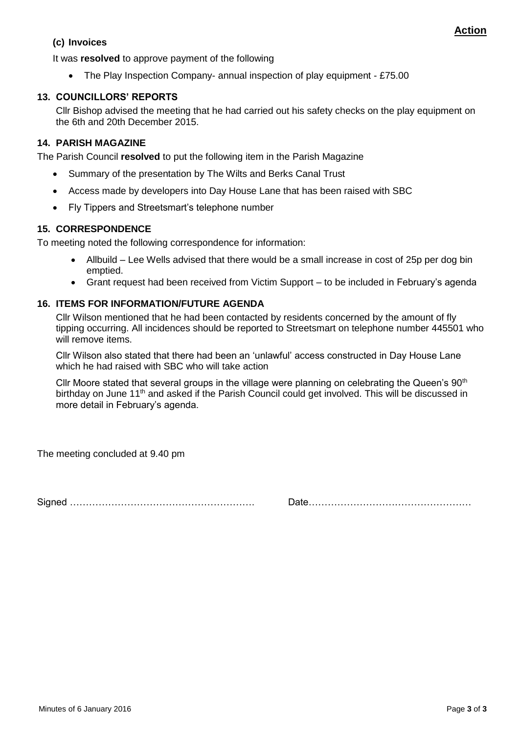**Action**

### (c) Invoices

It was **resolved** to approve payment of the following

- The Play Inspection Company- annual inspection of play equipment - £75.00

### 13. COUNCILLORS' REPORTS

Cllr Bishop advised the meeting that he had carried out his safety checks on the play equipment on the 6th and 20th December 2015.

### 14. PARISH MAGAZINE

The Parish Council **resolved** to put the following item in the Parish Magazine

- Summary of the presentation by The Wilts and Berks Canal Trust
- Access made by developers into Day House Lane that has been raised with SBC
- Fly Tippers and Streetsmart's telephone number

### 15. CORRESPONDENCE

To meeting noted the following correspondence for information:

- Allbuild – Lee Wells advised that there would be a small increase in cost of 25p per dog bin emptied.
- Grant request had been received from Victim Support – to be included in February's agenda

### 16. ITEMS FOR INFORMATION/FUTURE AGENDA

Cllr Wilson mentioned that he had been contacted by residents concerned by the amount of fly tipping occurring. All incidences should be reported to Streetsmart on telephone number 445501 who will remove items.

Cllr Wilson also stated that there had been an 'unlawful' access constructed in Day House Lane which he had raised with SBC who will take action

Cllr Moore stated that several groups in the village were planning on celebrating the Queen's 90th birthday on June 11th and asked if the Parish Council could get involved. This will be discussed in more detail in February's agenda.

The meeting concluded at 9.40 pm

Signed ………………………………………………… Date……………………………………………